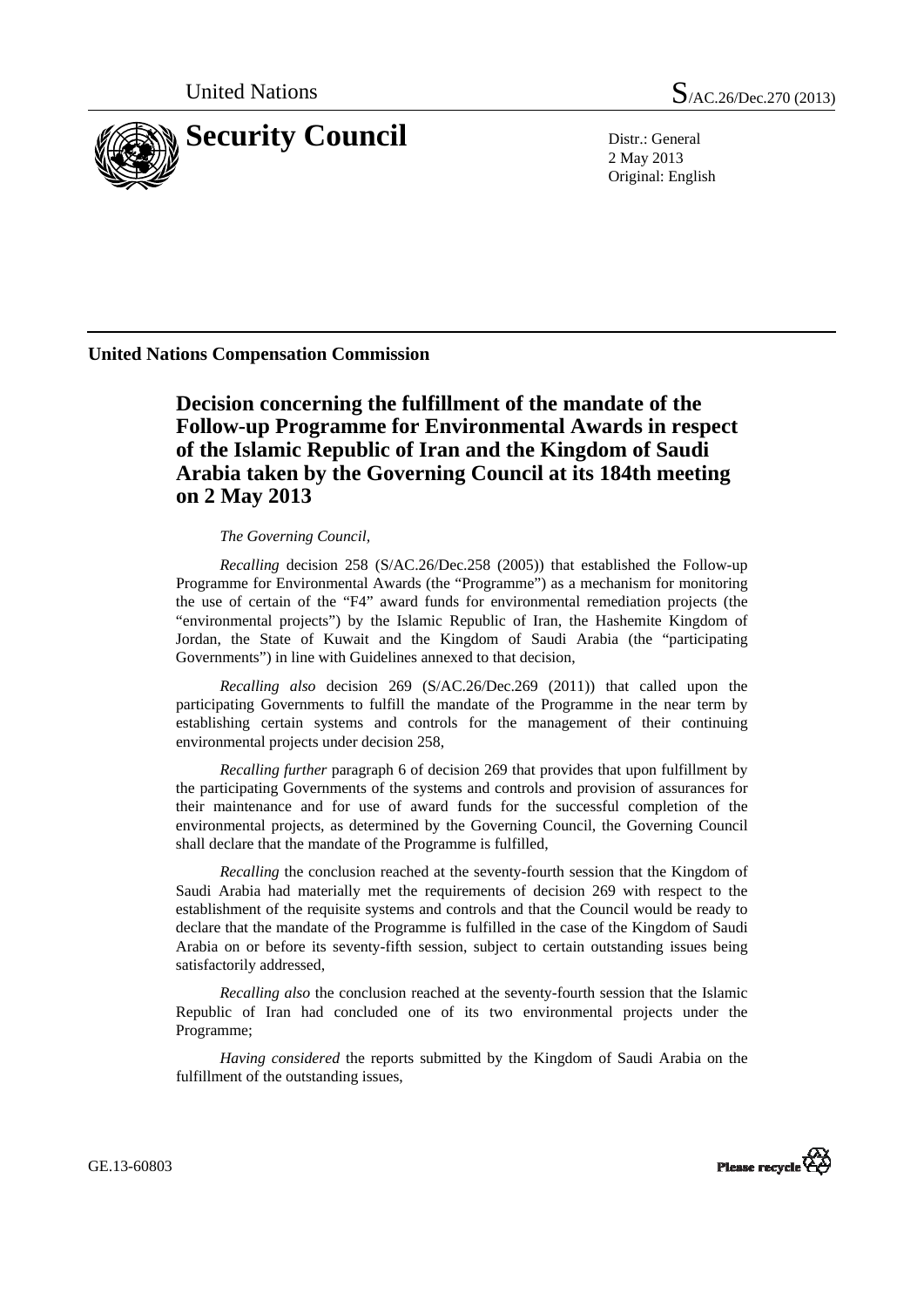United Nations

S/AC.26/Dec.270 (2013)

# Security Council

Distr.: General
2 May 2013
Original: English

**United Nations Compensation Commission**

## Decision concerning the fulfillment of the mandate of the Follow-up Programme for Environmental Awards in respect of the Islamic Republic of Iran and the Kingdom of Saudi Arabia taken by the Governing Council at its 184th meeting on 2 May 2013

*The Governing Council,*

*Recalling* decision 258 (S/AC.26/Dec.258 (2005)) that established the Follow-up Programme for Environmental Awards (the "Programme") as a mechanism for monitoring the use of certain of the "F4" award funds for environmental remediation projects (the "environmental projects") by the Islamic Republic of Iran, the Hashemite Kingdom of Jordan, the State of Kuwait and the Kingdom of Saudi Arabia (the "participating Governments") in line with Guidelines annexed to that decision,

*Recalling also* decision 269 (S/AC.26/Dec.269 (2011)) that called upon the participating Governments to fulfill the mandate of the Programme in the near term by establishing certain systems and controls for the management of their continuing environmental projects under decision 258,

*Recalling further* paragraph 6 of decision 269 that provides that upon fulfillment by the participating Governments of the systems and controls and provision of assurances for their maintenance and for use of award funds for the successful completion of the environmental projects, as determined by the Governing Council, the Governing Council shall declare that the mandate of the Programme is fulfilled,

*Recalling* the conclusion reached at the seventy-fourth session that the Kingdom of Saudi Arabia had materially met the requirements of decision 269 with respect to the establishment of the requisite systems and controls and that the Council would be ready to declare that the mandate of the Programme is fulfilled in the case of the Kingdom of Saudi Arabia on or before its seventy-fifth session, subject to certain outstanding issues being satisfactorily addressed,

*Recalling also* the conclusion reached at the seventy-fourth session that the Islamic Republic of Iran had concluded one of its two environmental projects under the Programme;

*Having considered* the reports submitted by the Kingdom of Saudi Arabia on the fulfillment of the outstanding issues,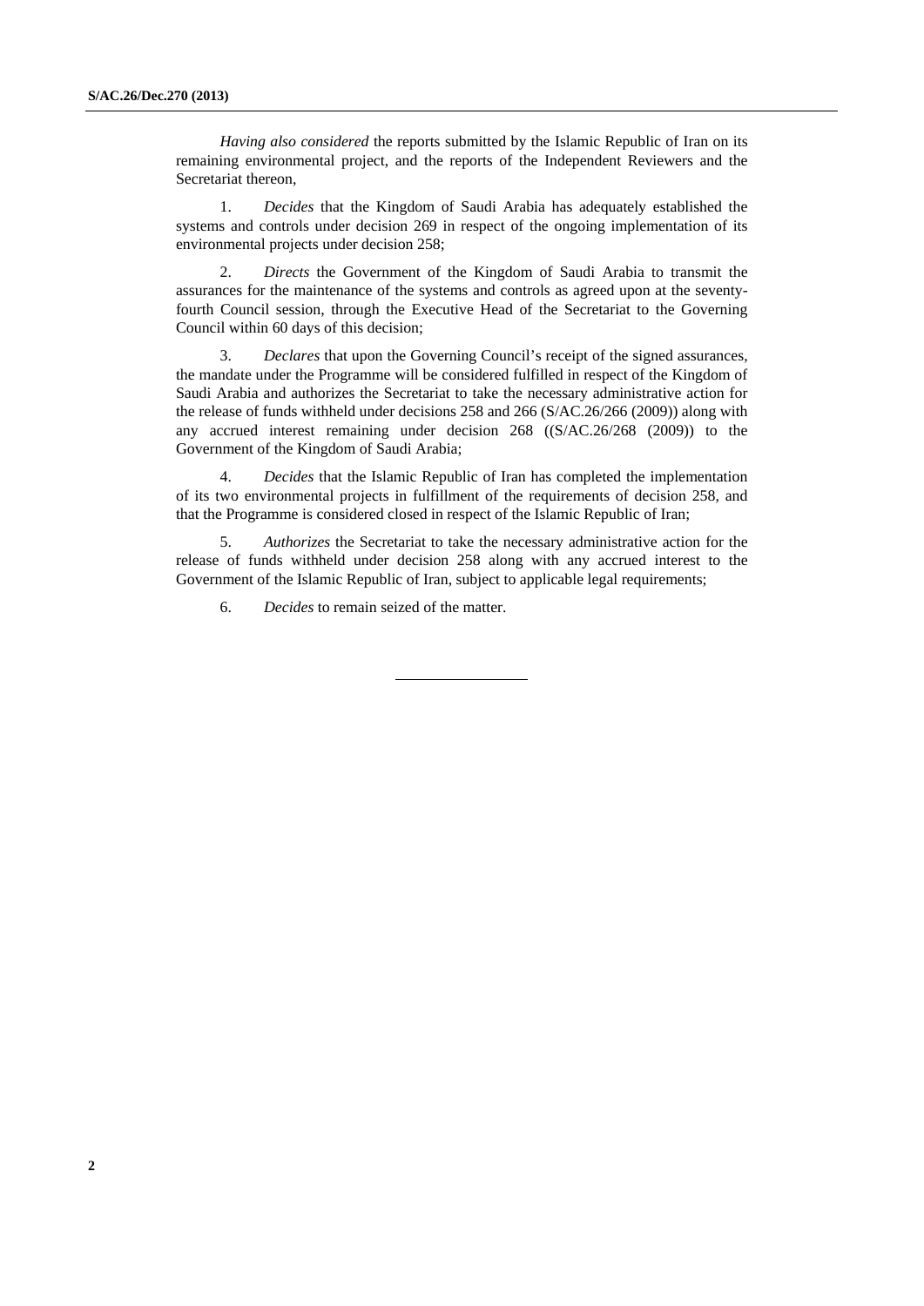*Having also considered* the reports submitted by the Islamic Republic of Iran on its remaining environmental project, and the reports of the Independent Reviewers and the Secretariat thereon,

1. *Decides* that the Kingdom of Saudi Arabia has adequately established the systems and controls under decision 269 in respect of the ongoing implementation of its environmental projects under decision 258;

2. *Directs* the Government of the Kingdom of Saudi Arabia to transmit the assurances for the maintenance of the systems and controls as agreed upon at the seventy-fourth Council session, through the Executive Head of the Secretariat to the Governing Council within 60 days of this decision;

3. *Declares* that upon the Governing Council's receipt of the signed assurances, the mandate under the Programme will be considered fulfilled in respect of the Kingdom of Saudi Arabia and authorizes the Secretariat to take the necessary administrative action for the release of funds withheld under decisions 258 and 266 (S/AC.26/266 (2009)) along with any accrued interest remaining under decision 268 ((S/AC.26/268 (2009)) to the Government of the Kingdom of Saudi Arabia;

4. *Decides* that the Islamic Republic of Iran has completed the implementation of its two environmental projects in fulfillment of the requirements of decision 258, and that the Programme is considered closed in respect of the Islamic Republic of Iran;

5. *Authorizes* the Secretariat to take the necessary administrative action for the release of funds withheld under decision 258 along with any accrued interest to the Government of the Islamic Republic of Iran, subject to applicable legal requirements;

6. *Decides* to remain seized of the matter.